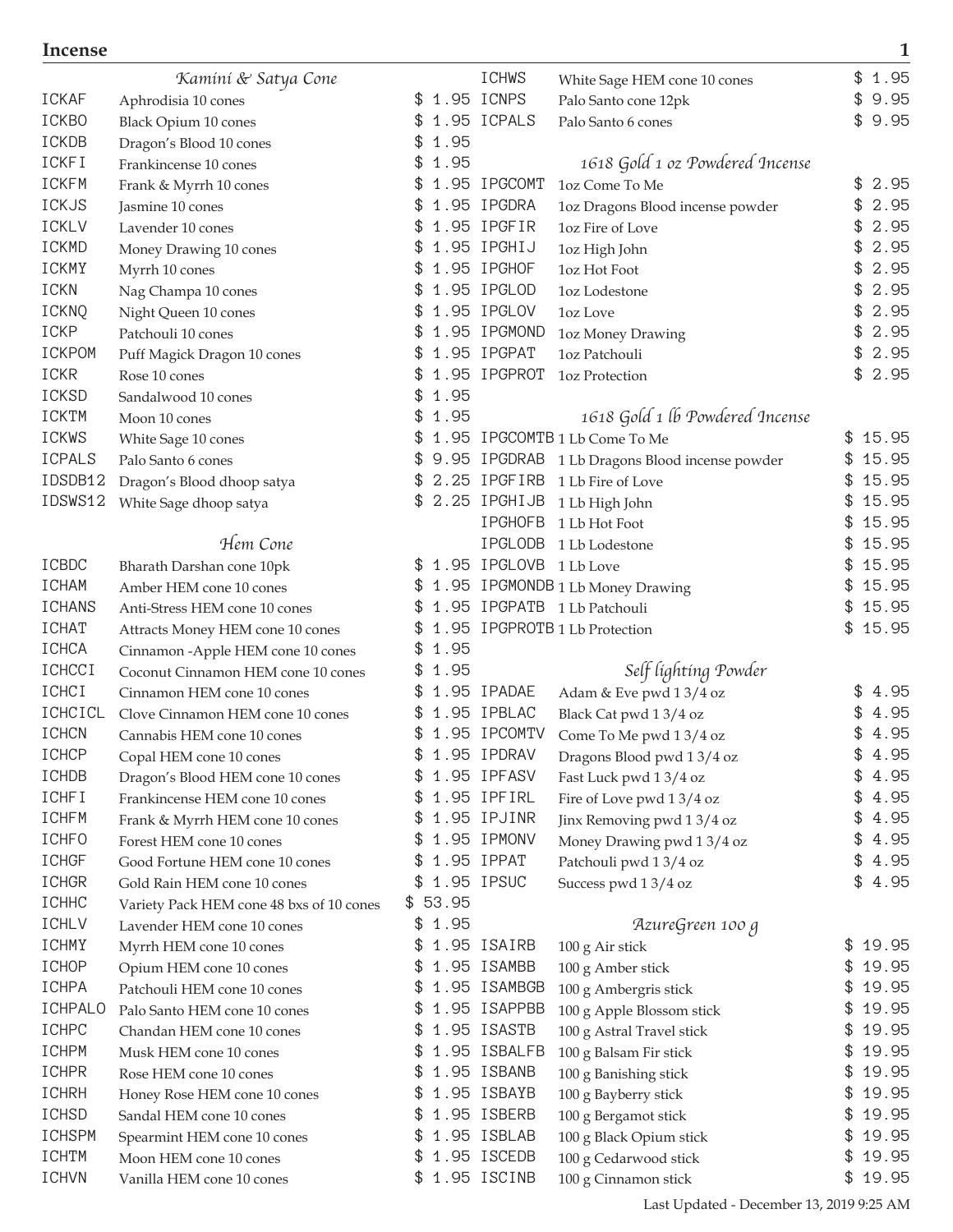# Incense

### *Kamini & Satya Cone*

| Code | Description | Price |
|---|---|---|
| ICKAF | Aphrodisia 10 cones | $ 1.95 |
| ICKBO | Black Opium 10 cones | $ 1.95 |
| ICKDB | Dragon's Blood 10 cones | $ 1.95 |
| ICKFI | Frankincense 10 cones | $ 1.95 |
| ICKFM | Frank & Myrrh 10 cones | $ 1.95 |
| ICKJS | Jasmine 10 cones | $ 1.95 |
| ICKLV | Lavender 10 cones | $ 1.95 |
| ICKMD | Money Drawing 10 cones | $ 1.95 |
| ICKMY | Myrrh 10 cones | $ 1.95 |
| ICKN | Nag Champa 10 cones | $ 1.95 |
| ICKNQ | Night Queen 10 cones | $ 1.95 |
| ICKP | Patchouli 10 cones | $ 1.95 |
| ICKPOM | Puff Magick Dragon 10 cones | $ 1.95 |
| ICKR | Rose 10 cones | $ 1.95 |
| ICKSD | Sandalwood 10 cones | $ 1.95 |
| ICKTM | Moon 10 cones | $ 1.95 |
| ICKWS | White Sage 10 cones | $ 1.95 |
| ICPALS | Palo Santo 6 cones | $ 9.95 |
| IDSDB12 | Dragon's Blood dhoop satya | $ 2.25 |
| IDSWS12 | White Sage dhoop satya | $ 2.25 |

### *Hem Cone*

| Code | Description | Price |
|---|---|---|
| ICBDC | Bharath Darshan cone 10pk | $ 1.95 |
| ICHAM | Amber HEM cone 10 cones | $ 1.95 |
| ICHANS | Anti-Stress HEM cone 10 cones | $ 1.95 |
| ICHAT | Attracts Money HEM cone 10 cones | $ 1.95 |
| ICHCA | Cinnamon -Apple HEM cone 10 cones | $ 1.95 |
| ICHCCI | Coconut Cinnamon HEM cone 10 cones | $ 1.95 |
| ICHCI | Cinnamon HEM cone 10 cones | $ 1.95 |
| ICHCICL | Clove Cinnamon HEM cone 10 cones | $ 1.95 |
| ICHCN | Cannabis HEM cone 10 cones | $ 1.95 |
| ICHCP | Copal HEM cone 10 cones | $ 1.95 |
| ICHDB | Dragon's Blood HEM cone 10 cones | $ 1.95 |
| ICHFI | Frankincense HEM cone 10 cones | $ 1.95 |
| ICHFM | Frank & Myrrh HEM cone 10 cones | $ 1.95 |
| ICHFO | Forest HEM cone 10 cones | $ 1.95 |
| ICHGF | Good Fortune HEM cone 10 cones | $ 1.95 |
| ICHGR | Gold Rain HEM cone 10 cones | $ 1.95 |
| ICHHC | Variety Pack HEM cone 48 bxs of 10 cones | $ 53.95 |
| ICHLV | Lavender HEM cone 10 cones | $ 1.95 |
| ICHMY | Myrrh HEM cone 10 cones | $ 1.95 |
| ICHOP | Opium HEM cone 10 cones | $ 1.95 |
| ICHPA | Patchouli HEM cone 10 cones | $ 1.95 |
| ICHPALO | Palo Santo HEM cone 10 cones | $ 1.95 |
| ICHPC | Chandan HEM cone 10 cones | $ 1.95 |
| ICHPM | Musk HEM cone 10 cones | $ 1.95 |
| ICHPR | Rose HEM cone 10 cones | $ 1.95 |
| ICHRH | Honey Rose HEM cone 10 cones | $ 1.95 |
| ICHSD | Sandal HEM cone 10 cones | $ 1.95 |
| ICHSPM | Spearmint HEM cone 10 cones | $ 1.95 |
| ICHTM | Moon HEM cone 10 cones | $ 1.95 |
| ICHVN | Vanilla HEM cone 10 cones | $ 1.95 |
| ICHWS | White Sage HEM cone 10 cones | $ 1.95 |
| ICNPS | Palo Santo cone 12pk | $ 9.95 |
| ICPALS | Palo Santo 6 cones | $ 9.95 |

### *1618 Gold 1 oz Powdered Incense*

| Code | Description | Price |
|---|---|---|
| IPGCOMT | 1oz Come To Me | $ 2.95 |
| IPGDRA | 1oz Dragons Blood incense powder | $ 2.95 |
| IPGFIR | 1oz Fire of Love | $ 2.95 |
| IPGHIJ | 1oz High John | $ 2.95 |
| IPGHOF | 1oz Hot Foot | $ 2.95 |
| IPGLOD | 1oz Lodestone | $ 2.95 |
| IPGLOV | 1oz Love | $ 2.95 |
| IPGMOND | 1oz Money Drawing | $ 2.95 |
| IPGPAT | 1oz Patchouli | $ 2.95 |
| IPGPROT | 1oz Protection | $ 2.95 |

### *1618 Gold 1 lb Powdered Incense*

| Code | Description | Price |
|---|---|---|
| IPGCOMTB | 1 Lb Come To Me | $ 15.95 |
| IPGDRAB | 1 Lb Dragons Blood incense powder | $ 15.95 |
| IPGFIRB | 1 Lb Fire of Love | $ 15.95 |
| IPGHIJB | 1 Lb High John | $ 15.95 |
| IPGHOFB | 1 Lb Hot Foot | $ 15.95 |
| IPGLODB | 1 Lb Lodestone | $ 15.95 |
| IPGLOVB | 1 Lb Love | $ 15.95 |
| IPGMONDB | 1 Lb Money Drawing | $ 15.95 |
| IPGPATB | 1 Lb Patchouli | $ 15.95 |
| IPGPROTB | 1 Lb Protection | $ 15.95 |

### *Self lighting Powder*

| Code | Description | Price |
|---|---|---|
| IPADAE | Adam & Eve pwd 1 3/4 oz | $ 4.95 |
| IPBLAC | Black Cat pwd 1 3/4 oz | $ 4.95 |
| IPCOMTV | Come To Me pwd 1 3/4 oz | $ 4.95 |
| IPDRAV | Dragons Blood pwd 1 3/4 oz | $ 4.95 |
| IPFASV | Fast Luck pwd 1 3/4 oz | $ 4.95 |
| IPFIRL | Fire of Love pwd 1 3/4 oz | $ 4.95 |
| IPJINR | Jinx Removing pwd 1 3/4 oz | $ 4.95 |
| IPMONV | Money Drawing pwd 1 3/4 oz | $ 4.95 |
| IPPAT | Patchouli pwd 1 3/4 oz | $ 4.95 |
| IPSUC | Success pwd 1 3/4 oz | $ 4.95 |

### *AzureGreen 100 g*

| Code | Description | Price |
|---|---|---|
| ISAIRB | 100 g Air stick | $ 19.95 |
| ISAMBB | 100 g Amber stick | $ 19.95 |
| ISAMBGB | 100 g Ambergris stick | $ 19.95 |
| ISAPPBB | 100 g Apple Blossom stick | $ 19.95 |
| ISASTB | 100 g Astral Travel stick | $ 19.95 |
| ISBALFB | 100 g Balsam Fir stick | $ 19.95 |
| ISBANB | 100 g Banishing stick | $ 19.95 |
| ISBAYB | 100 g Bayberry stick | $ 19.95 |
| ISBERB | 100 g Bergamot stick | $ 19.95 |
| ISBLAB | 100 g Black Opium stick | $ 19.95 |
| ISCEDB | 100 g Cedarwood stick | $ 19.95 |
| ISCINB | 100 g Cinnamon stick | $ 19.95 |

Last Updated - December 13, 2019 9:25 AM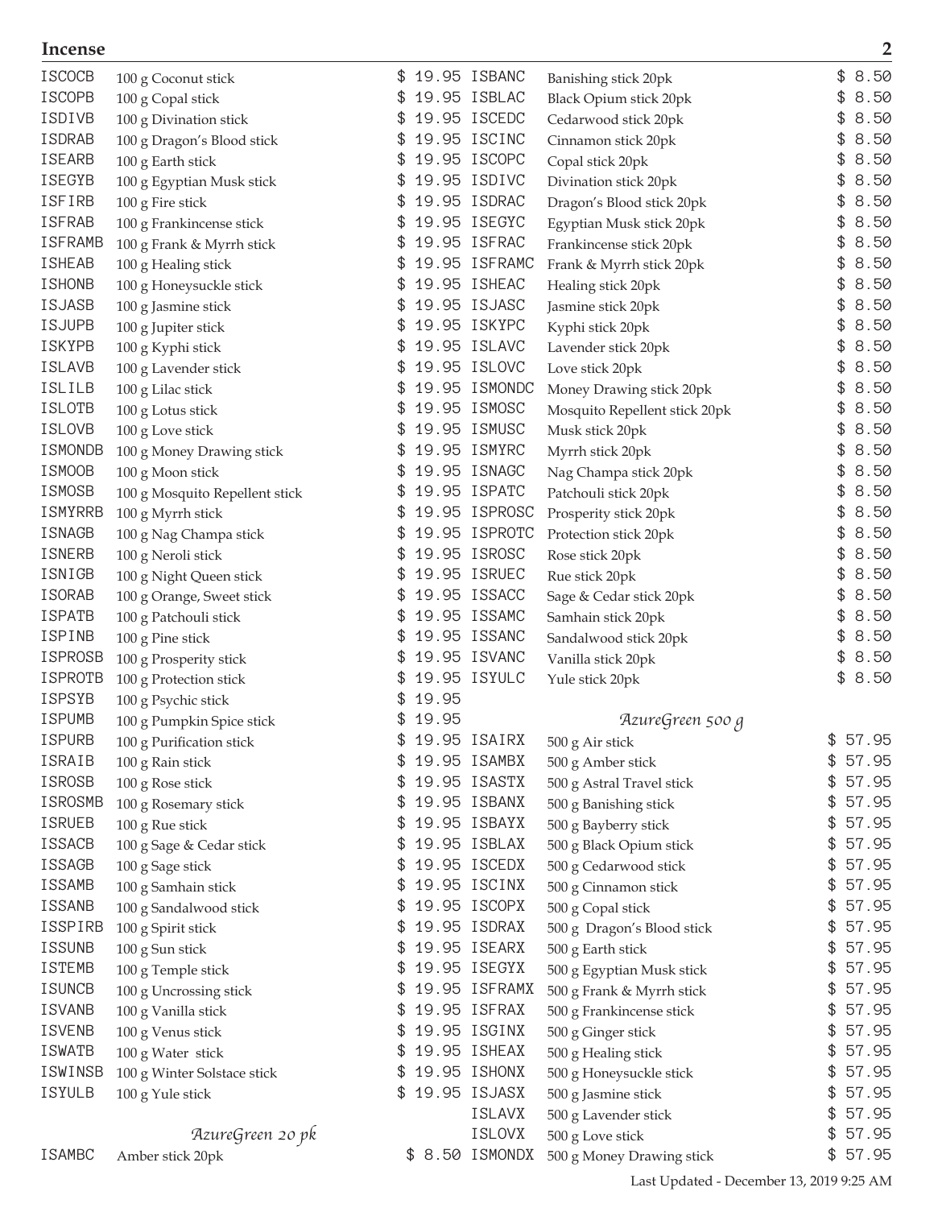## Incense

| Code | Description | Price |
|---|---|---|
| ISCOCB | 100 g Coconut stick | $ 19.95 |
| ISCOPB | 100 g Copal stick | $ 19.95 |
| ISDIVB | 100 g Divination stick | $ 19.95 |
| ISDRAB | 100 g Dragon's Blood stick | $ 19.95 |
| ISEARB | 100 g Earth stick | $ 19.95 |
| ISEGYB | 100 g Egyptian Musk stick | $ 19.95 |
| ISFIRB | 100 g Fire stick | $ 19.95 |
| ISFRAB | 100 g Frankincense stick | $ 19.95 |
| ISFRAMB | 100 g Frank & Myrrh stick | $ 19.95 |
| ISHEAB | 100 g Healing stick | $ 19.95 |
| ISHONB | 100 g Honeysuckle stick | $ 19.95 |
| ISJASB | 100 g Jasmine stick | $ 19.95 |
| ISJUPB | 100 g Jupiter stick | $ 19.95 |
| ISKYPB | 100 g Kyphi stick | $ 19.95 |
| ISLAVB | 100 g Lavender stick | $ 19.95 |
| ISLILB | 100 g Lilac stick | $ 19.95 |
| ISLOTB | 100 g Lotus stick | $ 19.95 |
| ISLOVB | 100 g Love stick | $ 19.95 |
| ISMONDB | 100 g Money Drawing stick | $ 19.95 |
| ISMOOB | 100 g Moon stick | $ 19.95 |
| ISMOSB | 100 g Mosquito Repellent stick | $ 19.95 |
| ISMYRRB | 100 g Myrrh stick | $ 19.95 |
| ISNAGB | 100 g Nag Champa stick | $ 19.95 |
| ISNERB | 100 g Neroli stick | $ 19.95 |
| ISNIGB | 100 g Night Queen stick | $ 19.95 |
| ISORAB | 100 g Orange, Sweet stick | $ 19.95 |
| ISPATB | 100 g Patchouli stick | $ 19.95 |
| ISPINB | 100 g Pine stick | $ 19.95 |
| ISPROSB | 100 g Prosperity stick | $ 19.95 |
| ISPROTB | 100 g Protection stick | $ 19.95 |
| ISPSYB | 100 g Psychic stick | $ 19.95 |
| ISPUMB | 100 g Pumpkin Spice stick | $ 19.95 |
| ISPURB | 100 g Purification stick | $ 19.95 |
| ISRAIB | 100 g Rain stick | $ 19.95 |
| ISROSB | 100 g Rose stick | $ 19.95 |
| ISROSMB | 100 g Rosemary stick | $ 19.95 |
| ISRUEB | 100 g Rue stick | $ 19.95 |
| ISSACB | 100 g Sage & Cedar stick | $ 19.95 |
| ISSAGB | 100 g Sage stick | $ 19.95 |
| ISSAMB | 100 g Samhain stick | $ 19.95 |
| ISSANB | 100 g Sandalwood stick | $ 19.95 |
| ISSPIRB | 100 g Spirit stick | $ 19.95 |
| ISSUNB | 100 g Sun stick | $ 19.95 |
| ISTEMB | 100 g Temple stick | $ 19.95 |
| ISUNCB | 100 g Uncrossing stick | $ 19.95 |
| ISVANB | 100 g Vanilla stick | $ 19.95 |
| ISVENB | 100 g Venus stick | $ 19.95 |
| ISWATB | 100 g Water stick | $ 19.95 |
| ISWINSB | 100 g Winter Solstace stick | $ 19.95 |
| ISYULB | 100 g Yule stick | $ 19.95 |

*AzureGreen 20 pk*

| Code | Description | Price |
|---|---|---|
| ISAMBC | Amber stick 20pk | $ 8.50 |
| ISBANC | Banishing stick 20pk | $ 8.50 |
| ISBLAC | Black Opium stick 20pk | $ 8.50 |
| ISCEDC | Cedarwood stick 20pk | $ 8.50 |
| ISCINC | Cinnamon stick 20pk | $ 8.50 |
| ISCOPC | Copal stick 20pk | $ 8.50 |
| ISDIVC | Divination stick 20pk | $ 8.50 |
| ISDRAC | Dragon's Blood stick 20pk | $ 8.50 |
| ISEGYC | Egyptian Musk stick 20pk | $ 8.50 |
| ISFRAC | Frankincense stick 20pk | $ 8.50 |
| ISFRAMC | Frank & Myrrh stick 20pk | $ 8.50 |
| ISHEAC | Healing stick 20pk | $ 8.50 |
| ISJASC | Jasmine stick 20pk | $ 8.50 |
| ISKYPC | Kyphi stick 20pk | $ 8.50 |
| ISLAVC | Lavender stick 20pk | $ 8.50 |
| ISLOVC | Love stick 20pk | $ 8.50 |
| ISMONDC | Money Drawing stick 20pk | $ 8.50 |
| ISMOSC | Mosquito Repellent stick 20pk | $ 8.50 |
| ISMUSC | Musk stick 20pk | $ 8.50 |
| ISMYRC | Myrrh stick 20pk | $ 8.50 |
| ISNAGC | Nag Champa stick 20pk | $ 8.50 |
| ISPATC | Patchouli stick 20pk | $ 8.50 |
| ISPROSC | Prosperity stick 20pk | $ 8.50 |
| ISPROTC | Protection stick 20pk | $ 8.50 |
| ISROSC | Rose stick 20pk | $ 8.50 |
| ISRUEC | Rue stick 20pk | $ 8.50 |
| ISSACC | Sage & Cedar stick 20pk | $ 8.50 |
| ISSAMC | Samhain stick 20pk | $ 8.50 |
| ISSANC | Sandalwood stick 20pk | $ 8.50 |
| ISVANC | Vanilla stick 20pk | $ 8.50 |
| ISYULC | Yule stick 20pk | $ 8.50 |

*AzureGreen 500 g*

| Code | Description | Price |
|---|---|---|
| ISAIRX | 500 g Air stick | $ 57.95 |
| ISAMBX | 500 g Amber stick | $ 57.95 |
| ISASTX | 500 g Astral Travel stick | $ 57.95 |
| ISBANX | 500 g Banishing stick | $ 57.95 |
| ISBAYX | 500 g Bayberry stick | $ 57.95 |
| ISBLAX | 500 g Black Opium stick | $ 57.95 |
| ISCEDX | 500 g Cedarwood stick | $ 57.95 |
| ISCINX | 500 g Cinnamon stick | $ 57.95 |
| ISCOPX | 500 g Copal stick | $ 57.95 |
| ISDRAX | 500 g Dragon's Blood stick | $ 57.95 |
| ISEARX | 500 g Earth stick | $ 57.95 |
| ISEGYX | 500 g Egyptian Musk stick | $ 57.95 |
| ISFRAMX | 500 g Frank & Myrrh stick | $ 57.95 |
| ISFRAX | 500 g Frankincense stick | $ 57.95 |
| ISGINX | 500 g Ginger stick | $ 57.95 |
| ISHEAX | 500 g Healing stick | $ 57.95 |
| ISHONX | 500 g Honeysuckle stick | $ 57.95 |
| ISJASX | 500 g Jasmine stick | $ 57.95 |
| ISLAVX | 500 g Lavender stick | $ 57.95 |
| ISLOVX | 500 g Love stick | $ 57.95 |
| ISMONDX | 500 g Money Drawing stick | $ 57.95 |

Last Updated - December 13, 2019 9:25 AM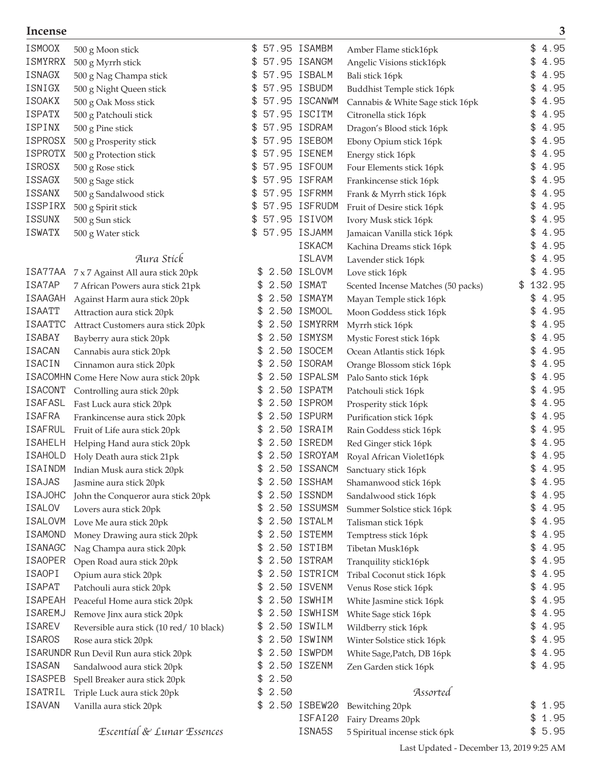## Incense

| Code | Description | Price |
|---|---|---|
| ISMOOX | 500 g Moon stick | $ 57.95 |
| ISMYRRX | 500 g Myrrh stick | $ 57.95 |
| ISNAGX | 500 g Nag Champa stick | $ 57.95 |
| ISNIGX | 500 g Night Queen stick | $ 57.95 |
| ISOAKX | 500 g Oak Moss stick | $ 57.95 |
| ISPATX | 500 g Patchouli stick | $ 57.95 |
| ISPINX | 500 g Pine stick | $ 57.95 |
| ISPROSX | 500 g Prosperity stick | $ 57.95 |
| ISPROTX | 500 g Protection stick | $ 57.95 |
| ISROSX | 500 g Rose stick | $ 57.95 |
| ISSAGX | 500 g Sage stick | $ 57.95 |
| ISSANX | 500 g Sandalwood stick | $ 57.95 |
| ISSPIRX | 500 g Spirit stick | $ 57.95 |
| ISSUNX | 500 g Sun stick | $ 57.95 |
| ISWATX | 500 g Water stick | $ 57.95 |

### *Aura Stick*

| Code | Description | Price |
|---|---|---|
| ISA77AA | 7 x 7 Against All aura stick 20pk | $ 2.50 |
| ISA7AP | 7 African Powers aura stick 21pk | $ 2.50 |
| ISAAGAH | Against Harm aura stick 20pk | $ 2.50 |
| ISAATT | Attraction aura stick 20pk | $ 2.50 |
| ISAATTC | Attract Customers aura stick 20pk | $ 2.50 |
| ISABAY | Bayberry aura stick 20pk | $ 2.50 |
| ISACAN | Cannabis aura stick 20pk | $ 2.50 |
| ISACIN | Cinnamon aura stick 20pk | $ 2.50 |
| ISACOMHN | Come Here Now aura stick 20pk | $ 2.50 |
| ISACONT | Controlling aura stick 20pk | $ 2.50 |
| ISAFASL | Fast Luck aura stick 20pk | $ 2.50 |
| ISAFRA | Frankincense aura stick 20pk | $ 2.50 |
| ISAFRUL | Fruit of Life aura stick 20pk | $ 2.50 |
| ISAHELH | Helping Hand aura stick 20pk | $ 2.50 |
| ISAHOLD | Holy Death aura stick 21pk | $ 2.50 |
| ISAINDM | Indian Musk aura stick 20pk | $ 2.50 |
| ISAJAS | Jasmine aura stick 20pk | $ 2.50 |
| ISAJOHC | John the Conqueror aura stick 20pk | $ 2.50 |
| ISALOV | Lovers aura stick 20pk | $ 2.50 |
| ISALOVM | Love Me aura stick 20pk | $ 2.50 |
| ISAMOND | Money Drawing aura stick 20pk | $ 2.50 |
| ISANAGC | Nag Champa aura stick 20pk | $ 2.50 |
| ISAOPER | Open Road aura stick 20pk | $ 2.50 |
| ISAOPI | Opium aura stick 20pk | $ 2.50 |
| ISAPAT | Patchouli aura stick 20pk | $ 2.50 |
| ISAPEAH | Peaceful Home aura stick 20pk | $ 2.50 |
| ISAREMJ | Remove Jinx aura stick 20pk | $ 2.50 |
| ISAREV | Reversible aura stick (10 red/ 10 black) | $ 2.50 |
| ISAROS | Rose aura stick 20pk | $ 2.50 |
| ISARUNDR | Run Devil Run aura stick 20pk | $ 2.50 |
| ISASAN | Sandalwood aura stick 20pk | $ 2.50 |
| ISASPEB | Spell Breaker aura stick 20pk | $ 2.50 |
| ISATRIL | Triple Luck aura stick 20pk | $ 2.50 |
| ISAVAN | Vanilla aura stick 20pk | $ 2.50 |

### *Escential & Lunar Essences*

| Code | Description | Price |
|---|---|---|
| ISAMBM | Amber Flame stick16pk | $ 4.95 |
| ISANGM | Angelic Visions stick16pk | $ 4.95 |
| ISBALM | Bali stick 16pk | $ 4.95 |
| ISBUDM | Buddhist Temple stick 16pk | $ 4.95 |
| ISCANWM | Cannabis & White Sage stick 16pk | $ 4.95 |
| ISCITM | Citronella stick 16pk | $ 4.95 |
| ISDRAM | Dragon's Blood stick 16pk | $ 4.95 |
| ISEBOM | Ebony Opium stick 16pk | $ 4.95 |
| ISENEM | Energy stick 16pk | $ 4.95 |
| ISFOUM | Four Elements stick 16pk | $ 4.95 |
| ISFRAM | Frankincense stick 16pk | $ 4.95 |
| ISFRMM | Frank & Myrrh stick 16pk | $ 4.95 |
| ISFRUDM | Fruit of Desire stick 16pk | $ 4.95 |
| ISIVOM | Ivory Musk stick 16pk | $ 4.95 |
| ISJAMM | Jamaican Vanilla stick 16pk | $ 4.95 |
| ISKACM | Kachina Dreams stick 16pk | $ 4.95 |
| ISLAVM | Lavender stick 16pk | $ 4.95 |
| ISLOVM | Love stick 16pk | $ 4.95 |
| ISMAT | Scented Incense Matches (50 packs) | $ 132.95 |
| ISMAYM | Mayan Temple stick 16pk | $ 4.95 |
| ISMOOL | Moon Goddess stick 16pk | $ 4.95 |
| ISMYRRM | Myrrh stick 16pk | $ 4.95 |
| ISMYSM | Mystic Forest stick 16pk | $ 4.95 |
| ISOCEM | Ocean Atlantis stick 16pk | $ 4.95 |
| ISORAM | Orange Blossom stick 16pk | $ 4.95 |
| ISPALSM | Palo Santo stick 16pk | $ 4.95 |
| ISPATM | Patchouli stick 16pk | $ 4.95 |
| ISPROM | Prosperity stick 16pk | $ 4.95 |
| ISPURM | Purification stick 16pk | $ 4.95 |
| ISRAIM | Rain Goddess stick 16pk | $ 4.95 |
| ISREDM | Red Ginger stick 16pk | $ 4.95 |
| ISROYAM | Royal African Violet16pk | $ 4.95 |
| ISSANCM | Sanctuary stick 16pk | $ 4.95 |
| ISSHAM | Shamanwood stick 16pk | $ 4.95 |
| ISSNDM | Sandalwood stick 16pk | $ 4.95 |
| ISSUMSM | Summer Solstice stick 16pk | $ 4.95 |
| ISTALM | Talisman stick 16pk | $ 4.95 |
| ISTEMM | Temptress stick 16pk | $ 4.95 |
| ISTIBM | Tibetan Musk16pk | $ 4.95 |
| ISTRAM | Tranquility stick16pk | $ 4.95 |
| ISTRICM | Tribal Coconut stick 16pk | $ 4.95 |
| ISVENM | Venus Rose stick 16pk | $ 4.95 |
| ISWHIM | White Jasmine stick 16pk | $ 4.95 |
| ISWHISM | White Sage stick 16pk | $ 4.95 |
| ISWILM | Wildberry stick 16pk | $ 4.95 |
| ISWINM | Winter Solstice stick 16pk | $ 4.95 |
| ISWPDM | White Sage,Patch, DB 16pk | $ 4.95 |
| ISZENM | Zen Garden stick 16pk | $ 4.95 |

### *Assorted*

| Code | Description | Price |
|---|---|---|
| ISBEW20 | Bewitching 20pk | $ 1.95 |
| ISFAI20 | Fairy Dreams 20pk | $ 1.95 |
| ISNA5S | 5 Spiritual incense stick 6pk | $ 5.95 |

Last Updated - December 13, 2019 9:25 AM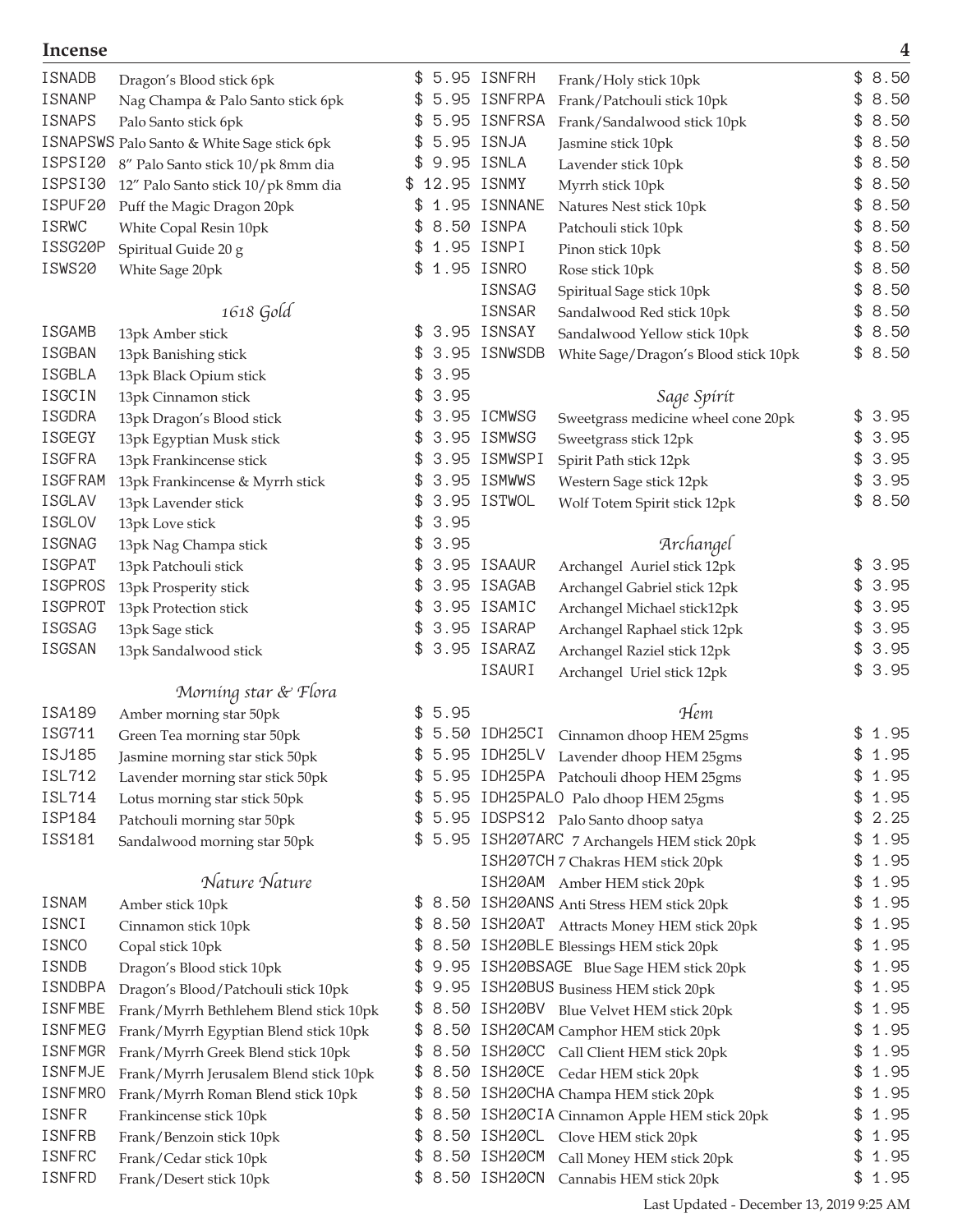## Incense

| Code | Description | Price |
|---|---|---|
| ISNADB | Dragon's Blood stick 6pk | $ 5.95 |
| ISNANP | Nag Champa & Palo Santo stick 6pk | $ 5.95 |
| ISNAPS | Palo Santo stick 6pk | $ 5.95 |
| ISNAPSWS | Palo Santo & White Sage stick 6pk | $ 5.95 |
| ISPSI20 | 8" Palo Santo stick 10/pk 8mm dia | $ 9.95 |
| ISPSI30 | 12" Palo Santo stick 10/pk 8mm dia | $ 12.95 |
| ISPUF20 | Puff the Magic Dragon 20pk | $ 1.95 |
| ISRWC | White Copal Resin 10pk | $ 8.50 |
| ISSG20P | Spiritual Guide 20 g | $ 1.95 |
| ISWS20 | White Sage 20pk | $ 1.95 |

### *1618 Gold*

| Code | Description | Price |
|---|---|---|
| ISGAMB | 13pk Amber stick | $ 3.95 |
| ISGBAN | 13pk Banishing stick | $ 3.95 |
| ISGBLA | 13pk Black Opium stick | $ 3.95 |
| ISGCIN | 13pk Cinnamon stick | $ 3.95 |
| ISGDRA | 13pk Dragon's Blood stick | $ 3.95 |
| ISGEGY | 13pk Egyptian Musk stick | $ 3.95 |
| ISGFRA | 13pk Frankincense stick | $ 3.95 |
| ISGFRAM | 13pk Frankincense & Myrrh stick | $ 3.95 |
| ISGLAV | 13pk Lavender stick | $ 3.95 |
| ISGLOV | 13pk Love stick | $ 3.95 |
| ISGNAG | 13pk Nag Champa stick | $ 3.95 |
| ISGPAT | 13pk Patchouli stick | $ 3.95 |
| ISGPROS | 13pk Prosperity stick | $ 3.95 |
| ISGPROT | 13pk Protection stick | $ 3.95 |
| ISGSAG | 13pk Sage stick | $ 3.95 |
| ISGSAN | 13pk Sandalwood stick | $ 3.95 |

### *Morning star & Flora*

| Code | Description | Price |
|---|---|---|
| ISA189 | Amber morning star 50pk | $ 5.95 |
| ISG711 | Green Tea morning star 50pk | $ 5.50 |
| ISJ185 | Jasmine morning star stick 50pk | $ 5.95 |
| ISL712 | Lavender morning star stick 50pk | $ 5.95 |
| ISL714 | Lotus morning star stick 50pk | $ 5.95 |
| ISP184 | Patchouli morning star 50pk | $ 5.95 |
| ISS181 | Sandalwood morning star 50pk | $ 5.95 |

### *Nature Nature*

| Code | Description | Price |
|---|---|---|
| ISNAM | Amber stick 10pk | $ 8.50 |
| ISNCI | Cinnamon stick 10pk | $ 8.50 |
| ISNCO | Copal stick 10pk | $ 8.50 |
| ISNDB | Dragon's Blood stick 10pk | $ 9.95 |
| ISNDBPA | Dragon's Blood/Patchouli stick 10pk | $ 9.95 |
| ISNFMBE | Frank/Myrrh Bethlehem Blend stick 10pk | $ 8.50 |
| ISNFMEG | Frank/Myrrh Egyptian Blend stick 10pk | $ 8.50 |
| ISNFMGR | Frank/Myrrh Greek Blend stick 10pk | $ 8.50 |
| ISNFMJE | Frank/Myrrh Jerusalem Blend stick 10pk | $ 8.50 |
| ISNFMRO | Frank/Myrrh Roman Blend stick 10pk | $ 8.50 |
| ISNFR | Frankincense stick 10pk | $ 8.50 |
| ISNFRB | Frank/Benzoin stick 10pk | $ 8.50 |
| ISNFRC | Frank/Cedar stick 10pk | $ 8.50 |
| ISNFRD | Frank/Desert stick 10pk | $ 8.50 |
| ISNFRH | Frank/Holy stick 10pk | $ 8.50 |
| ISNFRPA | Frank/Patchouli stick 10pk | $ 8.50 |
| ISNFRSA | Frank/Sandalwood stick 10pk | $ 8.50 |
| ISNJA | Jasmine stick 10pk | $ 8.50 |
| ISNLA | Lavender stick 10pk | $ 8.50 |
| ISNMY | Myrrh stick 10pk | $ 8.50 |
| ISNNANE | Natures Nest stick 10pk | $ 8.50 |
| ISNPA | Patchouli stick 10pk | $ 8.50 |
| ISNPI | Pinon stick 10pk | $ 8.50 |
| ISNRO | Rose stick 10pk | $ 8.50 |
| ISNSAG | Spiritual Sage stick 10pk | $ 8.50 |
| ISNSAR | Sandalwood Red stick 10pk | $ 8.50 |
| ISNSAY | Sandalwood Yellow stick 10pk | $ 8.50 |
| ISNWSDB | White Sage/Dragon's Blood stick 10pk | $ 8.50 |

### *Sage Spirit*

| Code | Description | Price |
|---|---|---|
| ICMWSG | Sweetgrass medicine wheel cone 20pk | $ 3.95 |
| ISMWSG | Sweetgrass stick 12pk | $ 3.95 |
| ISMWSPI | Spirit Path stick 12pk | $ 3.95 |
| ISMWWS | Western Sage stick 12pk | $ 3.95 |
| ISTWOL | Wolf Totem Spirit stick 12pk | $ 8.50 |

### *Archangel*

| Code | Description | Price |
|---|---|---|
| ISAAUR | Archangel Auriel stick 12pk | $ 3.95 |
| ISAGAB | Archangel Gabriel stick 12pk | $ 3.95 |
| ISAMIC | Archangel Michael stick12pk | $ 3.95 |
| ISARAP | Archangel Raphael stick 12pk | $ 3.95 |
| ISARAZ | Archangel Raziel stick 12pk | $ 3.95 |
| ISAURI | Archangel Uriel stick 12pk | $ 3.95 |

### *Hem*

| Code | Description | Price |
|---|---|---|
| IDH25CI | Cinnamon dhoop HEM 25gms | $ 1.95 |
| IDH25LV | Lavender dhoop HEM 25gms | $ 1.95 |
| IDH25PA | Patchouli dhoop HEM 25gms | $ 1.95 |
| IDH25PALO | Palo dhoop HEM 25gms | $ 1.95 |
| IDSPS12 | Palo Santo dhoop satya | $ 2.25 |
| ISH207ARC | 7 Archangels HEM stick 20pk | $ 1.95 |
| ISH207CH | 7 Chakras HEM stick 20pk | $ 1.95 |
| ISH20AM | Amber HEM stick 20pk | $ 1.95 |
| ISH20ANS | Anti Stress HEM stick 20pk | $ 1.95 |
| ISH20AT | Attracts Money HEM stick 20pk | $ 1.95 |
| ISH20BLE | Blessings HEM stick 20pk | $ 1.95 |
| ISH20BSAGE | Blue Sage HEM stick 20pk | $ 1.95 |
| ISH20BUS | Business HEM stick 20pk | $ 1.95 |
| ISH20BV | Blue Velvet HEM stick 20pk | $ 1.95 |
| ISH20CAM | Camphor HEM stick 20pk | $ 1.95 |
| ISH20CC | Call Client HEM stick 20pk | $ 1.95 |
| ISH20CE | Cedar HEM stick 20pk | $ 1.95 |
| ISH20CHA | Champa HEM stick 20pk | $ 1.95 |
| ISH20CIA | Cinnamon Apple HEM stick 20pk | $ 1.95 |
| ISH20CL | Clove HEM stick 20pk | $ 1.95 |
| ISH20CM | Call Money HEM stick 20pk | $ 1.95 |
| ISH20CN | Cannabis HEM stick 20pk | $ 1.95 |

Last Updated - December 13, 2019 9:25 AM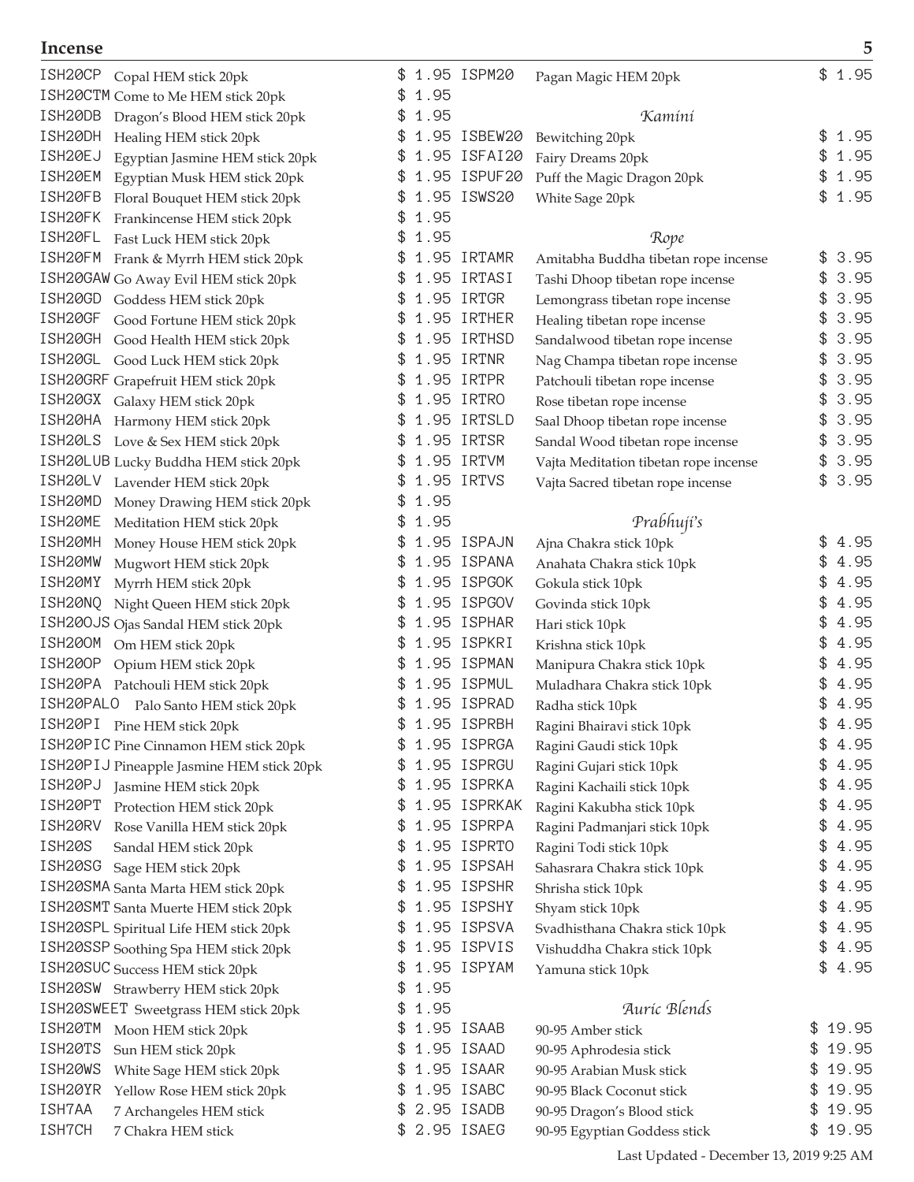# Incense

| Code | Description | Price |
|---|---|---|
| ISH20CP | Copal HEM stick 20pk | $ 1.95 |
| ISH20CTM | Come to Me HEM stick 20pk | $ 1.95 |
| ISH20DB | Dragon's Blood HEM stick 20pk | $ 1.95 |
| ISH20DH | Healing HEM stick 20pk | $ 1.95 |
| ISH20EJ | Egyptian Jasmine HEM stick 20pk | $ 1.95 |
| ISH20EM | Egyptian Musk HEM stick 20pk | $ 1.95 |
| ISH20FB | Floral Bouquet HEM stick 20pk | $ 1.95 |
| ISH20FK | Frankincense HEM stick 20pk | $ 1.95 |
| ISH20FL | Fast Luck HEM stick 20pk | $ 1.95 |
| ISH20FM | Frank & Myrrh HEM stick 20pk | $ 1.95 |
| ISH20GAW | Go Away Evil HEM stick 20pk | $ 1.95 |
| ISH20GD | Goddess HEM stick 20pk | $ 1.95 |
| ISH20GF | Good Fortune HEM stick 20pk | $ 1.95 |
| ISH20GH | Good Health HEM stick 20pk | $ 1.95 |
| ISH20GL | Good Luck HEM stick 20pk | $ 1.95 |
| ISH20GRF | Grapefruit HEM stick 20pk | $ 1.95 |
| ISH20GX | Galaxy HEM stick 20pk | $ 1.95 |
| ISH20HA | Harmony HEM stick 20pk | $ 1.95 |
| ISH20LS | Love & Sex HEM stick 20pk | $ 1.95 |
| ISH20LUB | Lucky Buddha HEM stick 20pk | $ 1.95 |
| ISH20LV | Lavender HEM stick 20pk | $ 1.95 |
| ISH20MD | Money Drawing HEM stick 20pk | $ 1.95 |
| ISH20ME | Meditation HEM stick 20pk | $ 1.95 |
| ISH20MH | Money House HEM stick 20pk | $ 1.95 |
| ISH20MW | Mugwort HEM stick 20pk | $ 1.95 |
| ISH20MY | Myrrh HEM stick 20pk | $ 1.95 |
| ISH20NQ | Night Queen HEM stick 20pk | $ 1.95 |
| ISH20OJS | Ojas Sandal HEM stick 20pk | $ 1.95 |
| ISH20OM | Om HEM stick 20pk | $ 1.95 |
| ISH20OP | Opium HEM stick 20pk | $ 1.95 |
| ISH20PA | Patchouli HEM stick 20pk | $ 1.95 |
| ISH20PALO | Palo Santo HEM stick 20pk | $ 1.95 |
| ISH20PI | Pine HEM stick 20pk | $ 1.95 |
| ISH20PIC | Pine Cinnamon HEM stick 20pk | $ 1.95 |
| ISH20PIJ | Pineapple Jasmine HEM stick 20pk | $ 1.95 |
| ISH20PJ | Jasmine HEM stick 20pk | $ 1.95 |
| ISH20PT | Protection HEM stick 20pk | $ 1.95 |
| ISH20RV | Rose Vanilla HEM stick 20pk | $ 1.95 |
| ISH20S | Sandal HEM stick 20pk | $ 1.95 |
| ISH20SG | Sage HEM stick 20pk | $ 1.95 |
| ISH20SMA | Santa Marta HEM stick 20pk | $ 1.95 |
| ISH20SMT | Santa Muerte HEM stick 20pk | $ 1.95 |
| ISH20SPL | Spiritual Life HEM stick 20pk | $ 1.95 |
| ISH20SSP | Soothing Spa HEM stick 20pk | $ 1.95 |
| ISH20SUC | Success HEM stick 20pk | $ 1.95 |
| ISH20SW | Strawberry HEM stick 20pk | $ 1.95 |
| ISH20SWEET | Sweetgrass HEM stick 20pk | $ 1.95 |
| ISH20TM | Moon HEM stick 20pk | $ 1.95 |
| ISH20TS | Sun HEM stick 20pk | $ 1.95 |
| ISH20WS | White Sage HEM stick 20pk | $ 1.95 |
| ISH20YR | Yellow Rose HEM stick 20pk | $ 1.95 |
| ISH7AA | 7 Archangeles HEM stick | $ 2.95 |
| ISH7CH | 7 Chakra HEM stick | $ 2.95 |
| ISPM20 | Pagan Magic HEM 20pk | $ 1.95 |

### *Kamini*

| Code | Description | Price |
|---|---|---|
| ISBEW20 | Bewitching 20pk | $ 1.95 |
| ISFAI20 | Fairy Dreams 20pk | $ 1.95 |
| ISPUF20 | Puff the Magic Dragon 20pk | $ 1.95 |
| ISWS20 | White Sage 20pk | $ 1.95 |

### *Rope*

| Code | Description | Price |
|---|---|---|
| IRTAMR | Amitabha Buddha tibetan rope incense | $ 3.95 |
| IRTASI | Tashi Dhoop tibetan rope incense | $ 3.95 |
| IRTGR | Lemongrass tibetan rope incense | $ 3.95 |
| IRTHER | Healing tibetan rope incense | $ 3.95 |
| IRTHSD | Sandalwood tibetan rope incense | $ 3.95 |
| IRTNR | Nag Champa tibetan rope incense | $ 3.95 |
| IRTPR | Patchouli tibetan rope incense | $ 3.95 |
| IRTRO | Rose tibetan rope incense | $ 3.95 |
| IRTSLD | Saal Dhoop tibetan rope incense | $ 3.95 |
| IRTSR | Sandal Wood tibetan rope incense | $ 3.95 |
| IRTVM | Vajta Meditation tibetan rope incense | $ 3.95 |
| IRTVS | Vajta Sacred tibetan rope incense | $ 3.95 |

### *Prabhuji's*

| Code | Description | Price |
|---|---|---|
| ISPAJN | Ajna Chakra stick 10pk | $ 4.95 |
| ISPANA | Anahata Chakra stick 10pk | $ 4.95 |
| ISPGOK | Gokula stick 10pk | $ 4.95 |
| ISPGOV | Govinda stick 10pk | $ 4.95 |
| ISPHAR | Hari stick 10pk | $ 4.95 |
| ISPKRI | Krishna stick 10pk | $ 4.95 |
| ISPMAN | Manipura Chakra stick 10pk | $ 4.95 |
| ISPMUL | Muladhara Chakra stick 10pk | $ 4.95 |
| ISPRAD | Radha stick 10pk | $ 4.95 |
| ISPRBH | Ragini Bhairavi stick 10pk | $ 4.95 |
| ISPRGA | Ragini Gaudi stick 10pk | $ 4.95 |
| ISPRGU | Ragini Gujari stick 10pk | $ 4.95 |
| ISPRKA | Ragini Kachaili stick 10pk | $ 4.95 |
| ISPRKAK | Ragini Kakubha stick 10pk | $ 4.95 |
| ISPRPA | Ragini Padmanjari stick 10pk | $ 4.95 |
| ISPRTO | Ragini Todi stick 10pk | $ 4.95 |
| ISPSAH | Sahasrara Chakra stick 10pk | $ 4.95 |
| ISPSHR | Shrisha stick 10pk | $ 4.95 |
| ISPSHY | Shyam stick 10pk | $ 4.95 |
| ISPSVA | Svadhisthana Chakra stick 10pk | $ 4.95 |
| ISPVIS | Vishuddha Chakra stick 10pk | $ 4.95 |
| ISPYAM | Yamuna stick 10pk | $ 4.95 |

### *Auric Blends*

| Code | Description | Price |
|---|---|---|
| ISAAB | 90-95 Amber stick | $ 19.95 |
| ISAAD | 90-95 Aphrodesia stick | $ 19.95 |
| ISAAR | 90-95 Arabian Musk stick | $ 19.95 |
| ISABC | 90-95 Black Coconut stick | $ 19.95 |
| ISADB | 90-95 Dragon's Blood stick | $ 19.95 |
| ISAEG | 90-95 Egyptian Goddess stick | $ 19.95 |

Last Updated - December 13, 2019 9:25 AM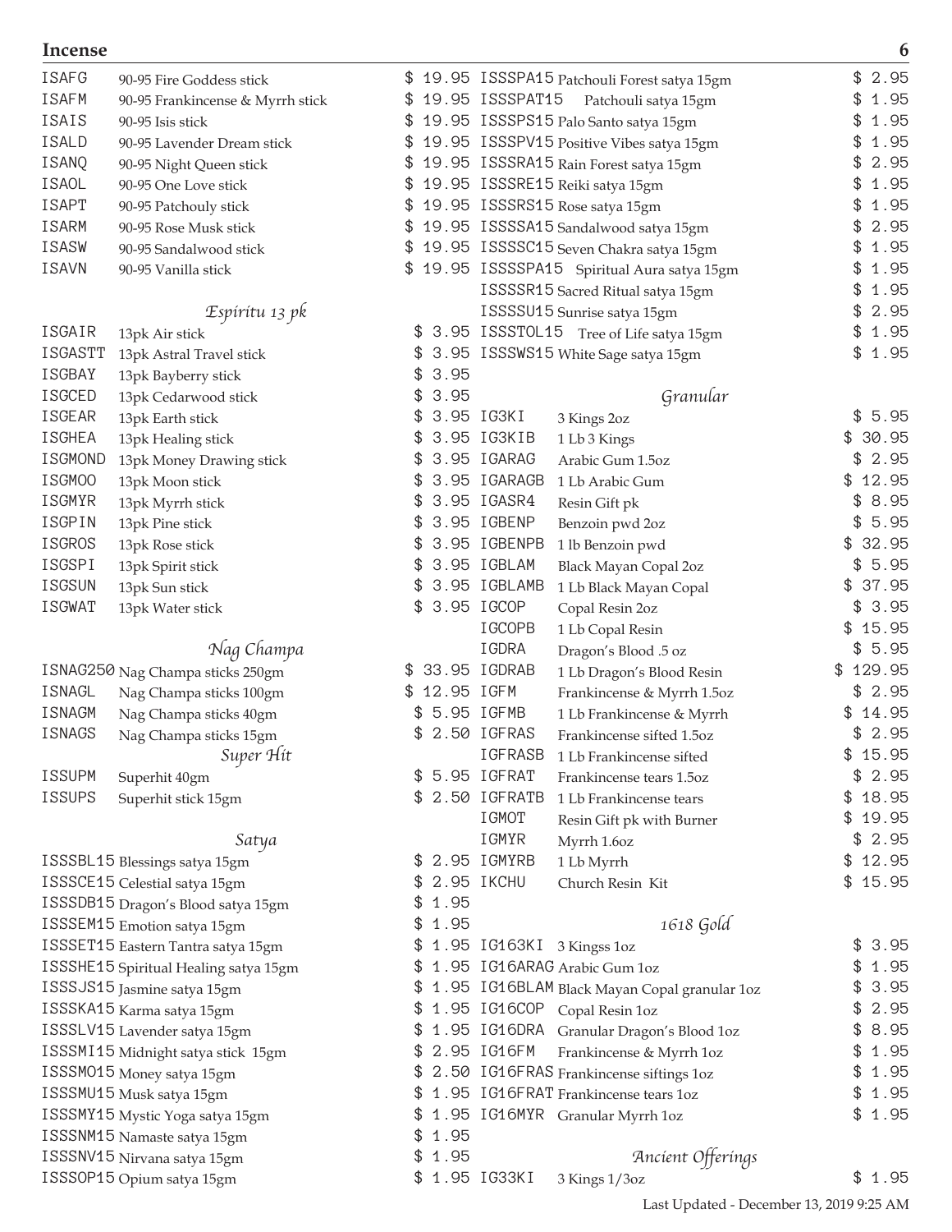# Incense

| Code | Description | Price |
|---|---|---|
| ISAFG | 90-95 Fire Goddess stick | $ 19.95 |
| ISAFM | 90-95 Frankincense & Myrrh stick | $ 19.95 |
| ISAIS | 90-95 Isis stick | $ 19.95 |
| ISALD | 90-95 Lavender Dream stick | $ 19.95 |
| ISANQ | 90-95 Night Queen stick | $ 19.95 |
| ISAOL | 90-95 One Love stick | $ 19.95 |
| ISAPT | 90-95 Patchouly stick | $ 19.95 |
| ISARM | 90-95 Rose Musk stick | $ 19.95 |
| ISASW | 90-95 Sandalwood stick | $ 19.95 |
| ISAVN | 90-95 Vanilla stick | $ 19.95 |

### *Espiritu 13 pk*

| Code | Description | Price |
|---|---|---|
| ISGAIR | 13pk Air stick | $ 3.95 |
| ISGASTT | 13pk Astral Travel stick | $ 3.95 |
| ISGBAY | 13pk Bayberry stick | $ 3.95 |
| ISGCED | 13pk Cedarwood stick | $ 3.95 |
| ISGEAR | 13pk Earth stick | $ 3.95 |
| ISGHEA | 13pk Healing stick | $ 3.95 |
| ISGMOND | 13pk Money Drawing stick | $ 3.95 |
| ISGMOO | 13pk Moon stick | $ 3.95 |
| ISGMYR | 13pk Myrrh stick | $ 3.95 |
| ISGPIN | 13pk Pine stick | $ 3.95 |
| ISGROS | 13pk Rose stick | $ 3.95 |
| ISGSPI | 13pk Spirit stick | $ 3.95 |
| ISGSUN | 13pk Sun stick | $ 3.95 |
| ISGWAT | 13pk Water stick | $ 3.95 |

### *Nag Champa*

| Code | Description | Price |
|---|---|---|
| ISNAG250 | Nag Champa sticks 250gm | $ 33.95 |
| ISNAGL | Nag Champa sticks 100gm | $ 12.95 |
| ISNAGM | Nag Champa sticks 40gm | $ 5.95 |
| ISNAGS | Nag Champa sticks 15gm | $ 2.50 |

### *Super Hit*

| Code | Description | Price |
|---|---|---|
| ISSUPM | Superhit 40gm | $ 5.95 |
| ISSUPS | Superhit stick 15gm | $ 2.50 |

### *Satya*

| Code | Description | Price |
|---|---|---|
| ISSSBL15 | Blessings satya 15gm | $ 2.95 |
| ISSSCE15 | Celestial satya 15gm | $ 2.95 |
| ISSSDB15 | Dragon's Blood satya 15gm | $ 1.95 |
| ISSSEM15 | Emotion satya 15gm | $ 1.95 |
| ISSSET15 | Eastern Tantra satya 15gm | $ 1.95 |
| ISSSHE15 | Spiritual Healing satya 15gm | $ 1.95 |
| ISSSJS15 | Jasmine satya 15gm | $ 1.95 |
| ISSSKA15 | Karma satya 15gm | $ 1.95 |
| ISSSLV15 | Lavender satya 15gm | $ 1.95 |
| ISSSMI15 | Midnight satya stick 15gm | $ 2.95 |
| ISSSMO15 | Money satya 15gm | $ 2.50 |
| ISSSMU15 | Musk satya 15gm | $ 1.95 |
| ISSSMY15 | Mystic Yoga satya 15gm | $ 1.95 |
| ISSSNM15 | Namaste satya 15gm | $ 1.95 |
| ISSSNV15 | Nirvana satya 15gm | $ 1.95 |
| ISSSOP15 | Opium satya 15gm | $ 1.95 |
| ISSSPA15 | Patchouli Forest satya 15gm | $ 2.95 |
| ISSSPAT15 | Patchouli satya 15gm | $ 1.95 |
| ISSSPS15 | Palo Santo satya 15gm | $ 1.95 |
| ISSSPV15 | Positive Vibes satya 15gm | $ 1.95 |
| ISSSRA15 | Rain Forest satya 15gm | $ 2.95 |
| ISSSRE15 | Reiki satya 15gm | $ 1.95 |
| ISSSRS15 | Rose satya 15gm | $ 1.95 |
| ISSSSA15 | Sandalwood satya 15gm | $ 2.95 |
| ISSSSC15 | Seven Chakra satya 15gm | $ 1.95 |
| ISSSSPA15 | Spiritual Aura satya 15gm | $ 1.95 |
| ISSSSR15 | Sacred Ritual satya 15gm | $ 1.95 |
| ISSSSU15 | Sunrise satya 15gm | $ 2.95 |
| ISSSTOL15 | Tree of Life satya 15gm | $ 1.95 |
| ISSSWS15 | White Sage satya 15gm | $ 1.95 |

### *Granular*

| Code | Description | Price |
|---|---|---|
| IG3KI | 3 Kings 2oz | $ 5.95 |
| IG3KIB | 1 Lb 3 Kings | $ 30.95 |
| IGARAG | Arabic Gum 1.5oz | $ 2.95 |
| IGARAGB | 1 Lb Arabic Gum | $ 12.95 |
| IGASR4 | Resin Gift pk | $ 8.95 |
| IGBENP | Benzoin pwd 2oz | $ 5.95 |
| IGBENPB | 1 lb Benzoin pwd | $ 32.95 |
| IGBLAM | Black Mayan Copal 2oz | $ 5.95 |
| IGBLAMB | 1 Lb Black Mayan Copal | $ 37.95 |
| IGCOP | Copal Resin 2oz | $ 3.95 |
| IGCOPB | 1 Lb Copal Resin | $ 15.95 |
| IGDRA | Dragon's Blood .5 oz | $ 5.95 |
| IGDRAB | 1 Lb Dragon's Blood Resin | $ 129.95 |
| IGFM | Frankincense & Myrrh 1.5oz | $ 2.95 |
| IGFMB | 1 Lb Frankincense & Myrrh | $ 14.95 |
| IGFRAS | Frankincense sifted 1.5oz | $ 2.95 |
| IGFRASB | 1 Lb Frankincense sifted | $ 15.95 |
| IGFRAT | Frankincense tears 1.5oz | $ 2.95 |
| IGFRATB | 1 Lb Frankincense tears | $ 18.95 |
| IGMOT | Resin Gift pk with Burner | $ 19.95 |
| IGMYR | Myrrh 1.6oz | $ 2.95 |
| IGMYRB | 1 Lb Myrrh | $ 12.95 |
| IKCHU | Church Resin Kit | $ 15.95 |

### *1618 Gold*

| Code | Description | Price |
|---|---|---|
| IG163KI | 3 Kingss 1oz | $ 3.95 |
| IG16ARAG | Arabic Gum 1oz | $ 1.95 |
| IG16BLAM | Black Mayan Copal granular 1oz | $ 3.95 |
| IG16COP | Copal Resin 1oz | $ 2.95 |
| IG16DRA | Granular Dragon's Blood 1oz | $ 8.95 |
| IG16FM | Frankincense & Myrrh 1oz | $ 1.95 |
| IG16FRAS | Frankincense siftings 1oz | $ 1.95 |
| IG16FRAT | Frankincense tears 1oz | $ 1.95 |
| IG16MYR | Granular Myrrh 1oz | $ 1.95 |

### *Ancient Offerings*

| Code | Description | Price |
|---|---|---|
| IG33KI | 3 Kings 1/3oz | $ 1.95 |

Last Updated - December 13, 2019 9:25 AM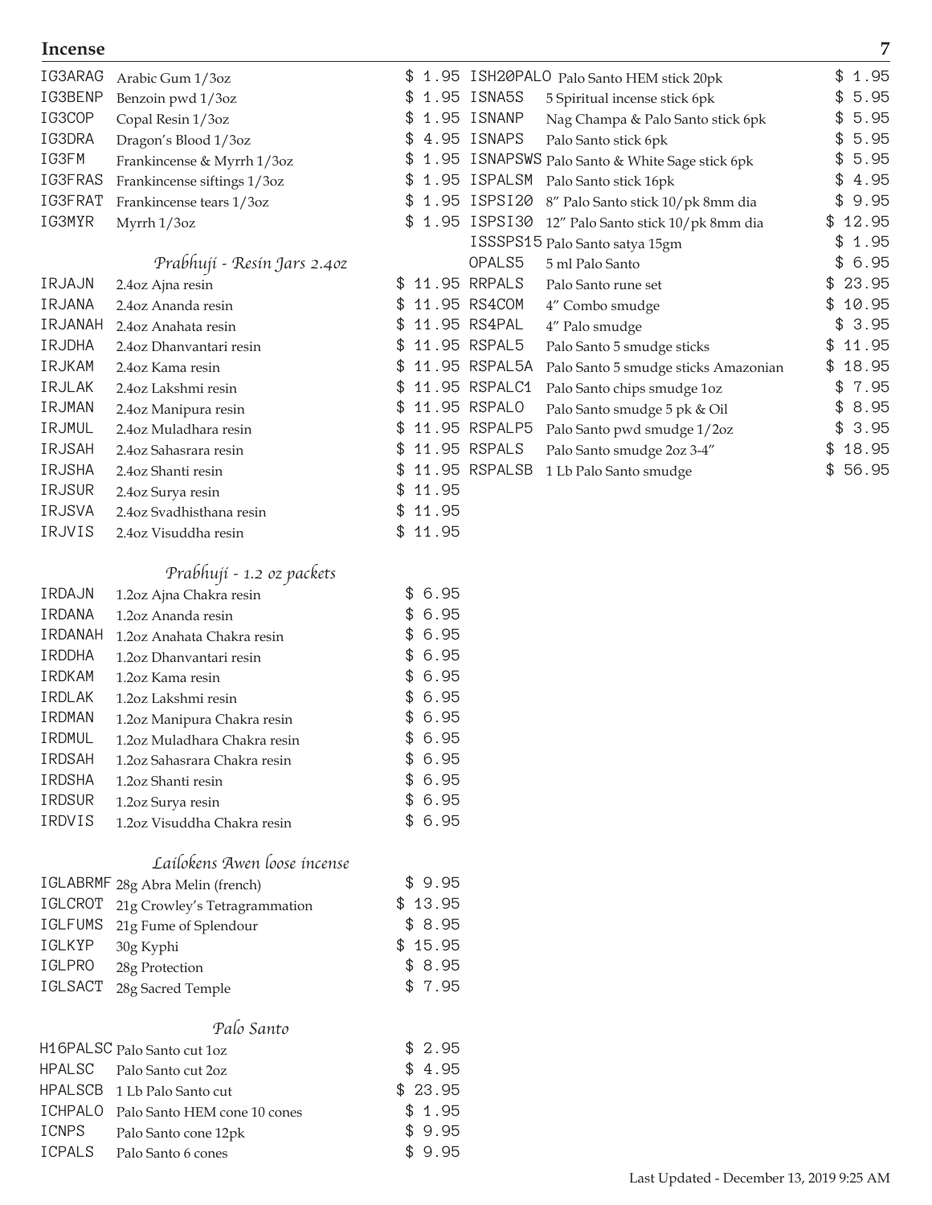## Incense

| | | |
|---|---|---|
| IG3ARAG | Arabic Gum 1/3oz | $ 1.95 |
| IG3BENP | Benzoin pwd 1/3oz | $ 1.95 |
| IG3COP | Copal Resin 1/3oz | $ 1.95 |
| IG3DRA | Dragon's Blood 1/3oz | $ 4.95 |
| IG3FM | Frankincense & Myrrh 1/3oz | $ 1.95 |
| IG3FRAS | Frankincense siftings 1/3oz | $ 1.95 |
| IG3FRAT | Frankincense tears 1/3oz | $ 1.95 |
| IG3MYR | Myrrh 1/3oz | $ 1.95 |

### *Prabhuji - Resin Jars 2.4oz*

| | | |
|---|---|---|
| IRJAJN | 2.4oz Ajna resin | $ 11.95 |
| IRJANA | 2.4oz Ananda resin | $ 11.95 |
| IRJANAH | 2.4oz Anahata resin | $ 11.95 |
| IRJDHA | 2.4oz Dhanvantari resin | $ 11.95 |
| IRJKAM | 2.4oz Kama resin | $ 11.95 |
| IRJLAK | 2.4oz Lakshmi resin | $ 11.95 |
| IRJMAN | 2.4oz Manipura resin | $ 11.95 |
| IRJMUL | 2.4oz Muladhara resin | $ 11.95 |
| IRJSAH | 2.4oz Sahasrara resin | $ 11.95 |
| IRJSHA | 2.4oz Shanti resin | $ 11.95 |
| IRJSUR | 2.4oz Surya resin | $ 11.95 |
| IRJSVA | 2.4oz Svadhisthana resin | $ 11.95 |
| IRJVIS | 2.4oz Visuddha resin | $ 11.95 |

### *Prabhuji - 1.2 oz packets*

| | | |
|---|---|---|
| IRDAJN | 1.2oz Ajna Chakra resin | $ 6.95 |
| IRDANA | 1.2oz Ananda resin | $ 6.95 |
| IRDANAH | 1.2oz Anahata Chakra resin | $ 6.95 |
| IRDDHA | 1.2oz Dhanvantari resin | $ 6.95 |
| IRDKAM | 1.2oz Kama resin | $ 6.95 |
| IRDLAK | 1.2oz Lakshmi resin | $ 6.95 |
| IRDMAN | 1.2oz Manipura Chakra resin | $ 6.95 |
| IRDMUL | 1.2oz Muladhara Chakra resin | $ 6.95 |
| IRDSAH | 1.2oz Sahasrara Chakra resin | $ 6.95 |
| IRDSHA | 1.2oz Shanti resin | $ 6.95 |
| IRDSUR | 1.2oz Surya resin | $ 6.95 |
| IRDVIS | 1.2oz Visuddha Chakra resin | $ 6.95 |

### *Lailokens Awen loose incense*

| | | |
|---|---|---|
| IGLABRMF | 28g Abra Melin (french) | $ 9.95 |
| IGLCROT | 21g Crowley's Tetragrammation | $ 13.95 |
| IGLFUMS | 21g Fume of Splendour | $ 8.95 |
| IGLKYP | 30g Kyphi | $ 15.95 |
| IGLPRO | 28g Protection | $ 8.95 |
| IGLSACT | 28g Sacred Temple | $ 7.95 |

### *Palo Santo*

| | | |
|---|---|---|
| H16PALSC | Palo Santo cut 1oz | $ 2.95 |
| HPALSC | Palo Santo cut 2oz | $ 4.95 |
| HPALSCB | 1 Lb Palo Santo cut | $ 23.95 |
| ICHPALO | Palo Santo HEM cone 10 cones | $ 1.95 |
| ICNPS | Palo Santo cone 12pk | $ 9.95 |
| ICPALS | Palo Santo 6 cones | $ 9.95 |
| ISH20PALO | Palo Santo HEM stick 20pk | $ 1.95 |
| ISNA5S | 5 Spiritual incense stick 6pk | $ 5.95 |
| ISNANP | Nag Champa & Palo Santo stick 6pk | $ 5.95 |
| ISNAPS | Palo Santo stick 6pk | $ 5.95 |
| ISNAPSWS | Palo Santo & White Sage stick 6pk | $ 5.95 |
| ISPALSM | Palo Santo stick 16pk | $ 4.95 |
| ISPSI20 | 8" Palo Santo stick 10/pk 8mm dia | $ 9.95 |
| ISPSI30 | 12" Palo Santo stick 10/pk 8mm dia | $ 12.95 |
| ISSSPS15 | Palo Santo satya 15gm | $ 1.95 |
| OPALS5 | 5 ml Palo Santo | $ 6.95 |
| RRPALS | Palo Santo rune set | $ 23.95 |
| RS4COM | 4" Combo smudge | $ 10.95 |
| RS4PAL | 4" Palo smudge | $ 3.95 |
| RSPAL5 | Palo Santo 5 smudge sticks | $ 11.95 |
| RSPAL5A | Palo Santo 5 smudge sticks Amazonian | $ 18.95 |
| RSPALC1 | Palo Santo chips smudge 1oz | $ 7.95 |
| RSPALO | Palo Santo smudge 5 pk & Oil | $ 8.95 |
| RSPALP5 | Palo Santo pwd smudge 1/2oz | $ 3.95 |
| RSPALS | Palo Santo smudge 2oz 3-4" | $ 18.95 |
| RSPALSB | 1 Lb Palo Santo smudge | $ 56.95 |

Last Updated - December 13, 2019 9:25 AM